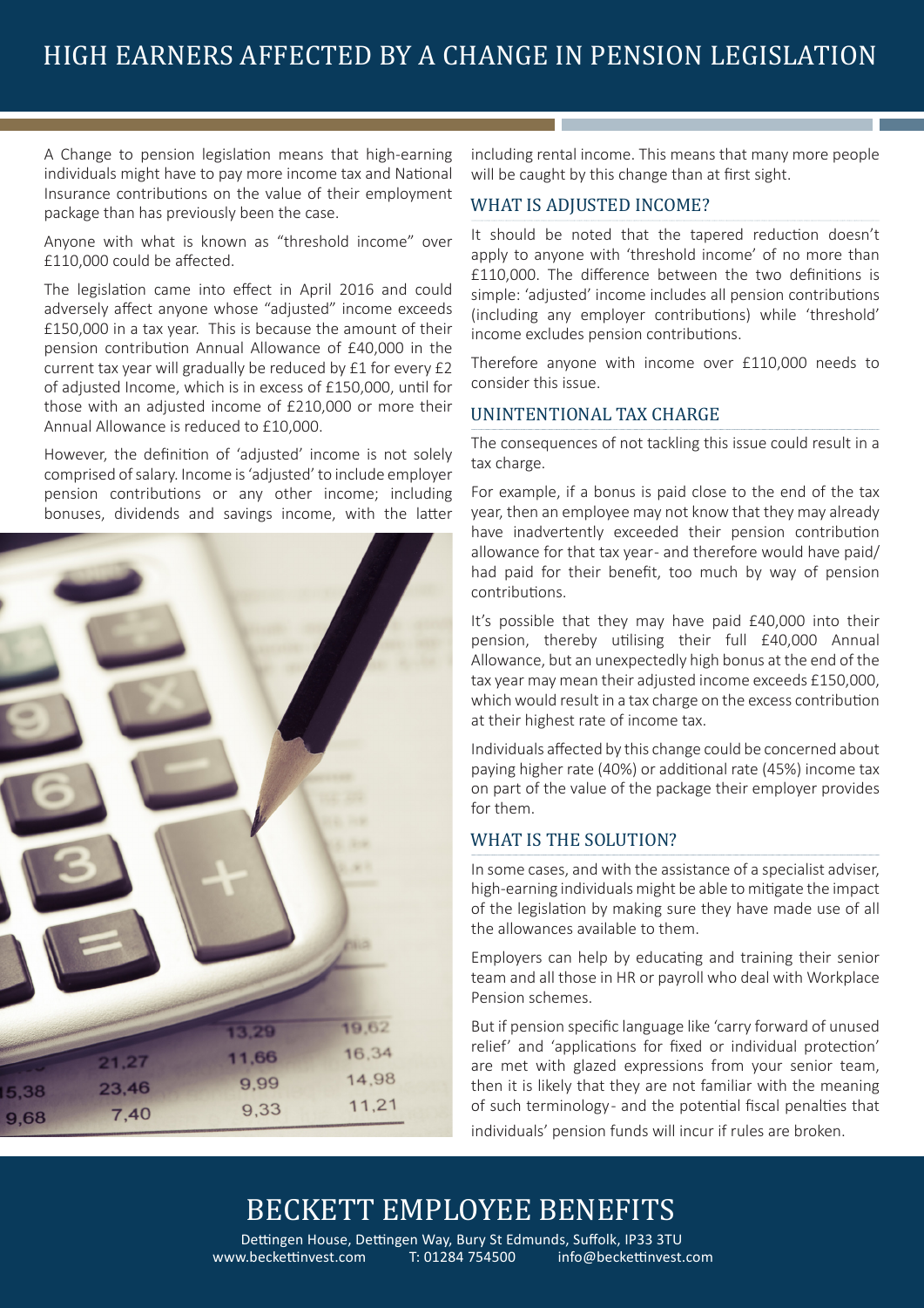# HIGH EARNERS AFFECTED BY A CHANGE IN PENSION LEGISLATION

A Change to pension legislation means that high-earning individuals might have to pay more income tax and National Insurance contributions on the value of their employment package than has previously been the case.

Anyone with what is known as "threshold income" over £110,000 could be affected.

The legislation came into effect in April 2016 and could adversely affect anyone whose "adjusted" income exceeds £150,000 in a tax year. This is because the amount of their pension contribution Annual Allowance of £40,000 in the current tax year will gradually be reduced by £1 for every £2 of adjusted Income, which is in excess of £150,000, until for those with an adjusted income of £210,000 or more their Annual Allowance is reduced to £10,000.

However, the definition of 'adjusted' income is not solely comprised of salary. Income is 'adjusted' to include employer pension contributions or any other income; including bonuses, dividends and savings income, with the latter including rental income. This means that many more people will be caught by this change than at first sight.

## WHAT IS ADJUSTED INCOME?

It should be noted that the tapered reduction doesn't apply to anyone with 'threshold income' of no more than £110,000. The difference between the two definitions is simple: 'adjusted' income includes all pension contributions (including any employer contributions) while 'threshold' income excludes pension contributions.

Therefore anyone with income over £110,000 needs to consider this issue.

## UNINTENTIONAL TAX CHARGE

The consequences of not tackling this issue could result in a tax charge.

For example, if a bonus is paid close to the end of the tax year, then an employee may not know that they may already have inadvertently exceeded their pension contribution allowance for that tax year - and therefore would have paid/had paid for their benefit, too much by way of pension contributions.

It's possible that they may have paid £40,000 into their pension, thereby utilising their full £40,000 Annual Allowance, but an unexpectedly high bonus at the end of the tax year may mean their adjusted income exceeds £150,000, which would result in a tax charge on the excess contribution at their highest rate of income tax.

Individuals affected by this change could be concerned about paying higher rate (40%) or additional rate (45%) income tax on part of the value of the package their employer provides for them.

## WHAT IS THE SOLUTION?

In some cases, and with the assistance of a specialist adviser, high-earning individuals might be able to mitigate the impact of the legislation by making sure they have made use of all the allowances available to them.

Employers can help by educating and training their senior team and all those in HR or payroll who deal with Workplace Pension schemes.

But if pension specific language like 'carry forward of unused relief' and 'applications for fixed or individual protection' are met with glazed expressions from your senior team, then it is likely that they are not familiar with the meaning of such terminology - and the potential fiscal penalties that individuals' pension funds will incur if rules are broken.

## BECKETT EMPLOYEE BENEFITS

Dettingen House, Dettingen Way, Bury St Edmunds, Suffolk, IP33 3TU
www.beckettinvest.com T: 01284 754500 info@beckettinvest.com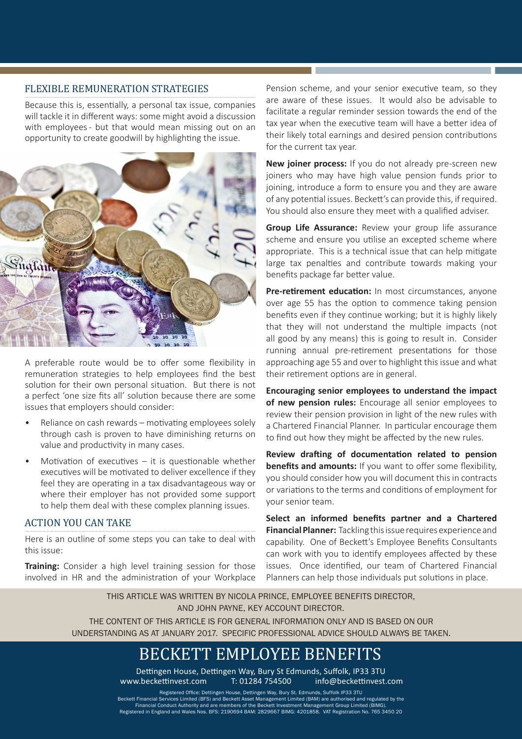## FLEXIBLE REMUNERATION STRATEGIES

Because this is, essentially, a personal tax issue, companies will tackle it in different ways: some might avoid a discussion with employees - but that would mean missing out on an opportunity to create goodwill by highlighting the issue.

A preferable route would be to offer some flexibility in remuneration strategies to help employees find the best solution for their own personal situation. But there is not a perfect 'one size fits all' solution because there are some issues that employers should consider:

- Reliance on cash rewards – motivating employees solely through cash is proven to have diminishing returns on value and productivity in many cases.
- Motivation of executives – it is questionable whether executives will be motivated to deliver excellence if they feel they are operating in a tax disadvantageous way or where their employer has not provided some support to help them deal with these complex planning issues.

## ACTION YOU CAN TAKE

Here is an outline of some steps you can take to deal with this issue:

**Training:** Consider a high level training session for those involved in HR and the administration of your Workplace Pension scheme, and your senior executive team, so they are aware of these issues. It would also be advisable to facilitate a regular reminder session towards the end of the tax year when the executive team will have a better idea of their likely total earnings and desired pension contributions for the current tax year.

**New joiner process:** If you do not already pre-screen new joiners who may have high value pension funds prior to joining, introduce a form to ensure you and they are aware of any potential issues. Beckett's can provide this, if required. You should also ensure they meet with a qualified adviser.

**Group Life Assurance:** Review your group life assurance scheme and ensure you utilise an excepted scheme where appropriate. This is a technical issue that can help mitigate large tax penalties and contribute towards making your benefits package far better value.

**Pre-retirement education:** In most circumstances, anyone over age 55 has the option to commence taking pension benefits even if they continue working; but it is highly likely that they will not understand the multiple impacts (not all good by any means) this is going to result in. Consider running annual pre-retirement presentations for those approaching age 55 and over to highlight this issue and what their retirement options are in general.

**Encouraging senior employees to understand the impact of new pension rules:** Encourage all senior employees to review their pension provision in light of the new rules with a Chartered Financial Planner. In particular encourage them to find out how they might be affected by the new rules.

**Review drafting of documentation related to pension benefits and amounts:** If you want to offer some flexibility, you should consider how you will document this in contracts or variations to the terms and conditions of employment for your senior team.

**Select an informed benefits partner and a Chartered Financial Planner:** Tackling this issue requires experience and capability. One of Beckett's Employee Benefits Consultants can work with you to identify employees affected by these issues. Once identified, our team of Chartered Financial Planners can help those individuals put solutions in place.

THIS ARTICLE WAS WRITTEN BY NICOLA PRINCE, EMPLOYEE BENEFITS DIRECTOR, AND JOHN PAYNE, KEY ACCOUNT DIRECTOR.

THE CONTENT OF THIS ARTICLE IS FOR GENERAL INFORMATION ONLY AND IS BASED ON OUR UNDERSTANDING AS AT JANUARY 2017. SPECIFIC PROFESSIONAL ADVICE SHOULD ALWAYS BE TAKEN.

# BECKETT EMPLOYEE BENEFITS

Dettingen House, Dettingen Way, Bury St Edmunds, Suffolk, IP33 3TU
www.beckettinvest.com T: 01284 754500 info@beckettinvest.com

Registered Office: Dettingen House, Dettingen Way, Bury St. Edmunds, Suffolk IP33 3TU
Beckett Financial Services Limited (BFS) and Beckett Asset Management Limited (BAM) are authorised and regulated by the Financial Conduct Authority and are members of the Beckett Investment Management Group Limited (BIMG).
Registered in England and Wales Nos. BFS: 2190694 BAM: 2829667 BIMG: 4201858. VAT Registration No. 765 3450 20